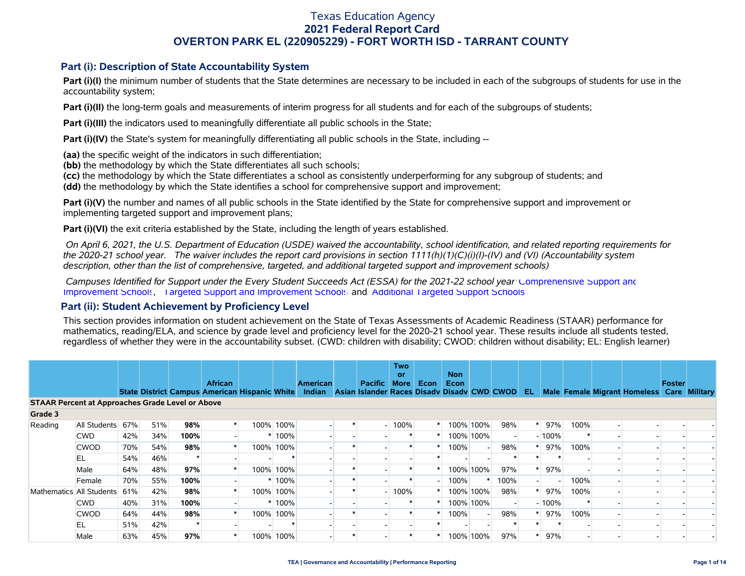# Texas Education Agency
## 2021 Federal Report Card
## OVERTON PARK EL (220905229) - FORT WORTH ISD - TARRANT COUNTY

### Part (i): Description of State Accountability System

**Part (i)(I)** the minimum number of students that the State determines are necessary to be included in each of the subgroups of students for use in the accountability system;

**Part (i)(II)** the long-term goals and measurements of interim progress for all students and for each of the subgroups of students;

**Part (i)(III)** the indicators used to meaningfully differentiate all public schools in the State;

**Part (i)(IV)** the State's system for meaningfully differentiating all public schools in the State, including --

**(aa)** the specific weight of the indicators in such differentiation;
**(bb)** the methodology by which the State differentiates all such schools;
**(cc)** the methodology by which the State differentiates a school as consistently underperforming for any subgroup of students; and
**(dd)** the methodology by which the State identifies a school for comprehensive support and improvement;

**Part (i)(V)** the number and names of all public schools in the State identified by the State for comprehensive support and improvement or implementing targeted support and improvement plans;

**Part (i)(VI)** the exit criteria established by the State, including the length of years established.

*On April 6, 2021, the U.S. Department of Education (USDE) waived the accountability, school identification, and related reporting requirements for the 2020-21 school year. The waiver includes the report card provisions in section 1111(h)(1)(C)(i)(I)-(IV) and (VI) (Accountability system description, other than the list of comprehensive, targeted, and additional targeted support and improvement schools)*

*Campuses Identified for Support under the Every Student Succeeds Act (ESSA) for the 2021-22 school year:* Comprehensive Support and Improvement Schools, Targeted Support and Improvement Schools, and Additional Targeted Support Schools

### Part (ii): Student Achievement by Proficiency Level

This section provides information on student achievement on the State of Texas Assessments of Academic Readiness (STAAR) performance for mathematics, reading/ELA, and science by grade level and proficiency level for the 2020-21 school year. These results include all students tested, regardless of whether they were in the accountability subset. (CWD: children with disability; CWOD: children without disability; EL: English learner)

| | | State | District | Campus | African American | Hispanic | White | American Indian | Asian | Pacific Islander | Two or More Races | Econ Disadv | Non Econ Disadv | CWD | CWOD | EL | Male | Female | Migrant | Homeless | Foster Care | Military |
|---|---|---|---|---|---|---|---|---|---|---|---|---|---|---|---|---|---|---|---|---|---|---|
| **STAAR Percent at Approaches Grade Level or Above** | | | | | | | | | | | | | | | | | | | | | | |
| **Grade 3** | | | | | | | | | | | | | | | | | | | | | | |
| Reading | All Students | 67% | 51% | **98%** | * | 100% | 100% | - | * | - | 100% | * | 100% | 100% | 98% | * | 97% | 100% | - | - | - | - |
| | CWD | 42% | 34% | **100%** | - | * | 100% | - | - | - | * | * | 100% | 100% | - | - | 100% | * | - | - | - | - |
| | CWOD | 70% | 54% | **98%** | * | 100% | 100% | - | * | - | * | * | 100% | - | 98% | * | 97% | 100% | - | - | - | - |
| | EL | 54% | 46% | * | - | - | * | - | - | - | - | * | - | - | * | * | * | - | - | - | - | - |
| | Male | 64% | 48% | **97%** | * | 100% | 100% | - | * | - | * | * | 100% | 100% | 97% | * | 97% | - | - | - | - | - |
| | Female | 70% | 55% | **100%** | - | * | 100% | - | * | - | * | - | 100% | * | 100% | - | - | 100% | - | - | - | - |
| Mathematics | All Students | 61% | 42% | **98%** | * | 100% | 100% | - | * | - | 100% | * | 100% | 100% | 98% | * | 97% | 100% | - | - | - | - |
| | CWD | 40% | 31% | **100%** | - | * | 100% | - | - | - | * | * | 100% | 100% | - | - | 100% | * | - | - | - | - |
| | CWOD | 64% | 44% | **98%** | * | 100% | 100% | - | * | - | * | * | 100% | - | 98% | * | 97% | 100% | - | - | - | - |
| | EL | 51% | 42% | * | - | - | * | - | - | - | - | * | - | - | * | * | * | - | - | - | - | - |
| | Male | 63% | 45% | **97%** | * | 100% | 100% | - | * | - | * | * | 100% | 100% | 97% | * | 97% | - | - | - | - | - |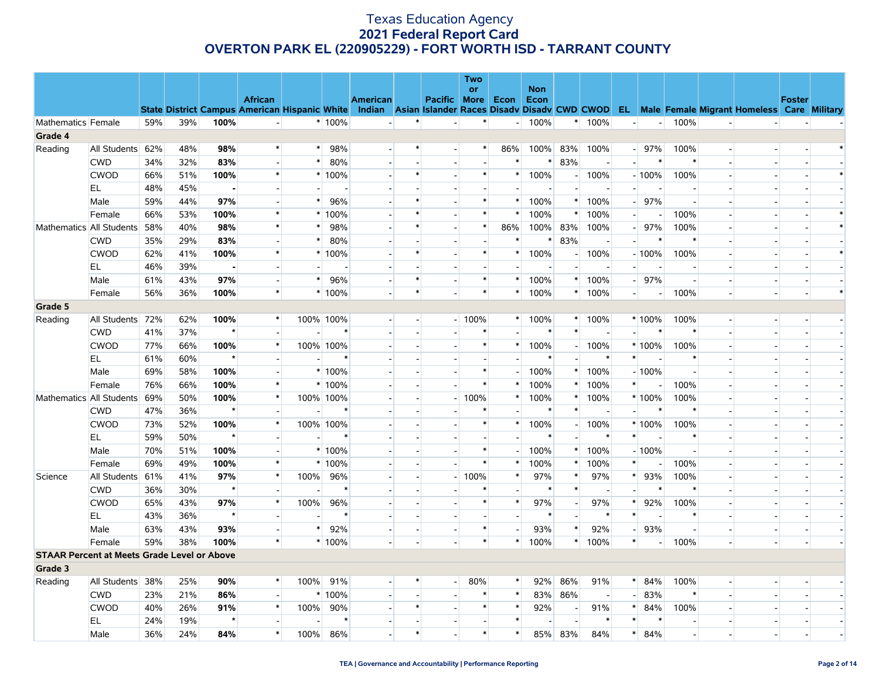# Texas Education Agency
## 2021 Federal Report Card
## OVERTON PARK EL (220905229) - FORT WORTH ISD - TARRANT COUNTY

| | | State | District | Campus | African American | Hispanic | White | American Indian | Asian | Pacific Islander | Two or More Races | Econ Disadv | Non Econ Disadv | CWD | CWOD | EL | Male | Female | Migrant | Homeless | Foster Care | Military |
|---|---|---|---|---|---|---|---|---|---|---|---|---|---|---|---|---|---|---|---|---|---|---|
| Mathematics | Female | 59% | 39% | **100%** | - | * | 100% | - | * | - | * | - | 100% | * | 100% | - | - | 100% | - | - | - | - |
| **Grade 4** | | | | | | | | | | | | | | | | | | | | | | |
| Reading | All Students | 62% | 48% | **98%** | * | * | 98% | - | * | - | * | 86% | 100% | 83% | 100% | - | 97% | 100% | - | - | - | * |
| | CWD | 34% | 32% | **83%** | - | * | 80% | - | - | - | - | * | * | 83% | - | - | * | * | - | - | - | - |
| | CWOD | 66% | 51% | **100%** | * | * | 100% | - | * | - | * | * | 100% | - | 100% | - | 100% | 100% | - | - | - | * |
| | EL | 48% | 45% | **-** | - | - | - | - | - | - | - | - | - | - | - | - | - | - | - | - | - | - |
| | Male | 59% | 44% | **97%** | - | * | 96% | - | * | - | * | * | 100% | * | 100% | - | 97% | - | - | - | - | - |
| | Female | 66% | 53% | **100%** | * | * | 100% | - | * | - | * | * | 100% | * | 100% | - | - | 100% | - | - | - | * |
| Mathematics | All Students | 58% | 40% | **98%** | * | * | 98% | - | * | - | * | 86% | 100% | 83% | 100% | - | 97% | 100% | - | - | - | * |
| | CWD | 35% | 29% | **83%** | - | * | 80% | - | - | - | - | * | * | 83% | - | - | * | * | - | - | - | - |
| | CWOD | 62% | 41% | **100%** | * | * | 100% | - | * | - | * | * | 100% | - | 100% | - | 100% | 100% | - | - | - | * |
| | EL | 46% | 39% | **-** | - | - | - | - | - | - | - | - | - | - | - | - | - | - | - | - | - | - |
| | Male | 61% | 43% | **97%** | - | * | 96% | - | * | - | * | * | 100% | * | 100% | - | 97% | - | - | - | - | - |
| | Female | 56% | 36% | **100%** | * | * | 100% | - | * | - | * | * | 100% | * | 100% | - | - | 100% | - | - | - | * |
| **Grade 5** | | | | | | | | | | | | | | | | | | | | | | |
| Reading | All Students | 72% | 62% | **100%** | * | 100% | 100% | - | - | - | 100% | * | 100% | * | 100% | * | 100% | 100% | - | - | - | - |
| | CWD | 41% | 37% | ***** | - | - | * | - | - | - | * | - | * | * | - | - | * | * | - | - | - | - |
| | CWOD | 77% | 66% | **100%** | * | 100% | 100% | - | - | - | * | * | 100% | - | 100% | * | 100% | 100% | - | - | - | - |
| | EL | 61% | 60% | ***** | - | - | * | - | - | - | - | - | * | - | * | * | - | * | - | - | - | - |
| | Male | 69% | 58% | **100%** | - | * | 100% | - | - | - | * | - | 100% | * | 100% | - | 100% | - | - | - | - | - |
| | Female | 76% | 66% | **100%** | * | * | 100% | - | - | - | * | * | 100% | * | 100% | * | - | 100% | - | - | - | - |
| Mathematics | All Students | 69% | 50% | **100%** | * | 100% | 100% | - | - | - | 100% | * | 100% | * | 100% | * | 100% | 100% | - | - | - | - |
| | CWD | 47% | 36% | ***** | - | - | * | - | - | - | * | - | * | * | - | - | * | * | - | - | - | - |
| | CWOD | 73% | 52% | **100%** | * | 100% | 100% | - | - | - | * | * | 100% | - | 100% | * | 100% | 100% | - | - | - | - |
| | EL | 59% | 50% | ***** | - | - | * | - | - | - | - | - | * | - | * | * | - | * | - | - | - | - |
| | Male | 70% | 51% | **100%** | - | * | 100% | - | - | - | * | - | 100% | * | 100% | - | 100% | - | - | - | - | - |
| | Female | 69% | 49% | **100%** | * | * | 100% | - | - | - | * | * | 100% | * | 100% | * | - | 100% | - | - | - | - |
| Science | All Students | 61% | 41% | **97%** | * | 100% | 96% | - | - | - | 100% | * | 97% | * | 97% | * | 93% | 100% | - | - | - | - |
| | CWD | 36% | 30% | ***** | - | - | * | - | - | - | * | - | * | * | - | - | * | * | - | - | - | - |
| | CWOD | 65% | 43% | **97%** | * | 100% | 96% | - | - | - | * | * | 97% | - | 97% | * | 92% | 100% | - | - | - | - |
| | EL | 43% | 36% | ***** | - | - | * | - | - | - | - | - | * | - | * | * | - | * | - | - | - | - |
| | Male | 63% | 43% | **93%** | - | * | 92% | - | - | - | * | - | 93% | * | 92% | - | 93% | - | - | - | - | - |
| | Female | 59% | 38% | **100%** | * | * | 100% | - | - | - | * | * | 100% | * | 100% | * | - | 100% | - | - | - | - |
| **STAAR Percent at Meets Grade Level or Above** | | | | | | | | | | | | | | | | | | | | | | |
| **Grade 3** | | | | | | | | | | | | | | | | | | | | | | |
| Reading | All Students | 38% | 25% | **90%** | * | 100% | 91% | - | * | - | 80% | * | 92% | 86% | 91% | * | 84% | 100% | - | - | - | - |
| | CWD | 23% | 21% | **86%** | - | * | 100% | - | - | - | * | * | 83% | 86% | - | - | 83% | * | - | - | - | - |
| | CWOD | 40% | 26% | **91%** | * | 100% | 90% | - | * | - | * | * | 92% | - | 91% | * | 84% | 100% | - | - | - | - |
| | EL | 24% | 19% | ***** | - | - | * | - | - | - | - | * | - | - | * | * | * | - | - | - | - | - |
| | Male | 36% | 24% | **84%** | * | 100% | 86% | - | * | - | * | * | 85% | 83% | 84% | * | 84% | - | - | - | - | - |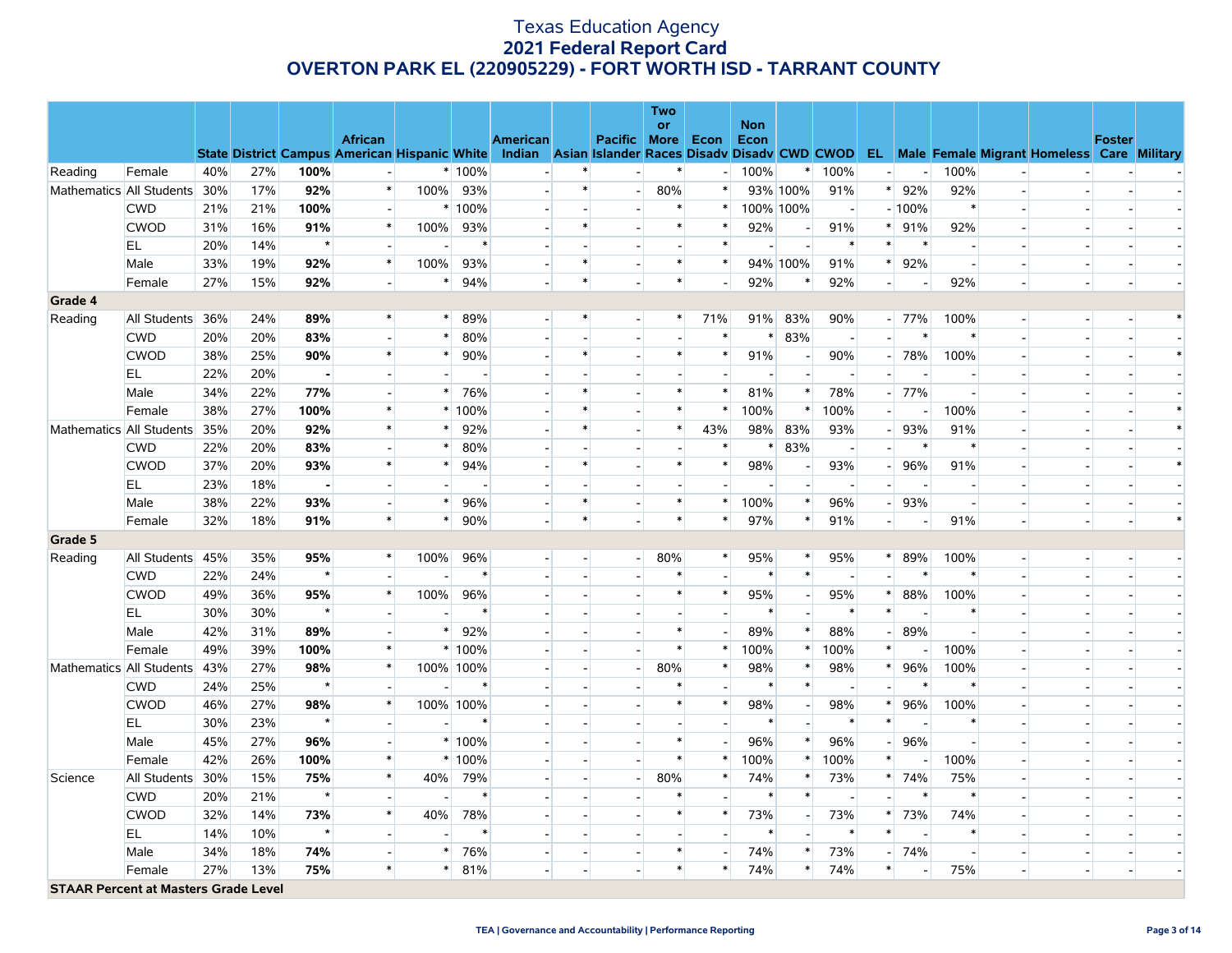# Texas Education Agency
## 2021 Federal Report Card
## OVERTON PARK EL (220905229) - FORT WORTH ISD - TARRANT COUNTY

| | | State | District | Campus | African American | Hispanic | White | American Indian | Asian | Pacific Islander | Two or More Races | Econ Disadv | Non Econ Disadv | CWD | CWOD | EL | Male | Female | Migrant | Homeless | Foster Care | Military |
|---|---|---|---|---|---|---|---|---|---|---|---|---|---|---|---|---|---|---|---|---|---|---|
| Reading | Female | 40% | 27% | **100%** | - | * | 100% | - | * | - | * | - | 100% | * | 100% | - | - | 100% | - | - | - | - |
| Mathematics | All Students | 30% | 17% | **92%** | * | 100% | 93% | - | * | - | 80% | * | 93% | 100% | 91% | * | 92% | 92% | - | - | - | - |
| | CWD | 21% | 21% | **100%** | - | * | 100% | - | - | - | * | * | 100% | 100% | - | - | 100% | * | - | - | - | - |
| | CWOD | 31% | 16% | **91%** | * | 100% | 93% | - | * | - | * | * | 92% | - | 91% | * | 91% | 92% | - | - | - | - |
| | EL | 20% | 14% | * | - | - | * | - | - | - | - | * | - | - | * | * | * | - | - | - | - | - |
| | Male | 33% | 19% | **92%** | * | 100% | 93% | - | * | - | * | * | 94% | 100% | 91% | * | 92% | - | - | - | - | - |
| | Female | 27% | 15% | **92%** | - | * | 94% | - | * | - | * | - | 92% | * | 92% | - | - | 92% | - | - | - | - |
| **Grade 4** | | | | | | | | | | | | | | | | | | | | | | |
| Reading | All Students | 36% | 24% | **89%** | * | * | 89% | - | * | - | * | 71% | 91% | 83% | 90% | - | 77% | 100% | - | - | - | * |
| | CWD | 20% | 20% | **83%** | - | * | 80% | - | - | - | - | * | * | 83% | - | - | * | * | - | - | - | - |
| | CWOD | 38% | 25% | **90%** | * | * | 90% | - | * | - | * | * | 91% | - | 90% | - | 78% | 100% | - | - | - | * |
| | EL | 22% | 20% | **-** | - | - | - | - | - | - | - | - | - | - | - | - | - | - | - | - | - | - |
| | Male | 34% | 22% | **77%** | - | * | 76% | - | * | - | * | * | 81% | * | 78% | - | 77% | - | - | - | - | - |
| | Female | 38% | 27% | **100%** | * | * | 100% | - | * | - | * | * | 100% | * | 100% | - | - | 100% | - | - | - | * |
| Mathematics | All Students | 35% | 20% | **92%** | * | * | 92% | - | * | - | * | 43% | 98% | 83% | 93% | - | 93% | 91% | - | - | - | * |
| | CWD | 22% | 20% | **83%** | - | * | 80% | - | - | - | - | * | * | 83% | - | - | * | * | - | - | - | - |
| | CWOD | 37% | 20% | **93%** | * | * | 94% | - | * | - | * | * | 98% | - | 93% | - | 96% | 91% | - | - | - | * |
| | EL | 23% | 18% | **-** | - | - | - | - | - | - | - | - | - | - | - | - | - | - | - | - | - | - |
| | Male | 38% | 22% | **93%** | - | * | 96% | - | * | - | * | * | 100% | * | 96% | - | 93% | - | - | - | - | - |
| | Female | 32% | 18% | **91%** | * | * | 90% | - | * | - | * | * | 97% | * | 91% | - | - | 91% | - | - | - | * |
| **Grade 5** | | | | | | | | | | | | | | | | | | | | | | |
| Reading | All Students | 45% | 35% | **95%** | * | 100% | 96% | - | - | - | 80% | * | 95% | * | 95% | * | 89% | 100% | - | - | - | - |
| | CWD | 22% | 24% | * | - | - | * | - | - | - | * | - | * | * | - | - | * | * | - | - | - | - |
| | CWOD | 49% | 36% | **95%** | * | 100% | 96% | - | - | - | * | * | 95% | - | 95% | * | 88% | 100% | - | - | - | - |
| | EL | 30% | 30% | * | - | - | * | - | - | - | - | - | * | - | * | * | - | * | - | - | - | - |
| | Male | 42% | 31% | **89%** | - | * | 92% | - | - | - | * | - | 89% | * | 88% | - | 89% | - | - | - | - | - |
| | Female | 49% | 39% | **100%** | * | * | 100% | - | - | - | * | * | 100% | * | 100% | * | - | 100% | - | - | - | - |
| Mathematics | All Students | 43% | 27% | **98%** | * | 100% | 100% | - | - | - | 80% | * | 98% | * | 98% | * | 96% | 100% | - | - | - | - |
| | CWD | 24% | 25% | * | - | - | * | - | - | - | * | - | * | * | - | - | * | * | - | - | - | - |
| | CWOD | 46% | 27% | **98%** | * | 100% | 100% | - | - | - | * | * | 98% | - | 98% | * | 96% | 100% | - | - | - | - |
| | EL | 30% | 23% | * | - | - | * | - | - | - | - | - | * | - | * | * | - | * | - | - | - | - |
| | Male | 45% | 27% | **96%** | - | * | 100% | - | - | - | * | - | 96% | * | 96% | - | 96% | - | - | - | - | - |
| | Female | 42% | 26% | **100%** | * | * | 100% | - | - | - | * | * | 100% | * | 100% | * | - | 100% | - | - | - | - |
| Science | All Students | 30% | 15% | **75%** | * | 40% | 79% | - | - | - | 80% | * | 74% | * | 73% | * | 74% | 75% | - | - | - | - |
| | CWD | 20% | 21% | * | - | - | * | - | - | - | * | - | * | * | - | - | * | * | - | - | - | - |
| | CWOD | 32% | 14% | **73%** | * | 40% | 78% | - | - | - | * | * | 73% | - | 73% | * | 73% | 74% | - | - | - | - |
| | EL | 14% | 10% | * | - | - | * | - | - | - | - | - | * | - | * | * | - | * | - | - | - | - |
| | Male | 34% | 18% | **74%** | - | * | 76% | - | - | - | * | - | 74% | * | 73% | - | 74% | - | - | - | - | - |
| | Female | 27% | 13% | **75%** | * | * | 81% | - | - | - | * | * | 74% | * | 74% | * | - | 75% | - | - | - | - |
| **STAAR Percent at Masters Grade Level** | | | | | | | | | | | | | | | | | | | | | | |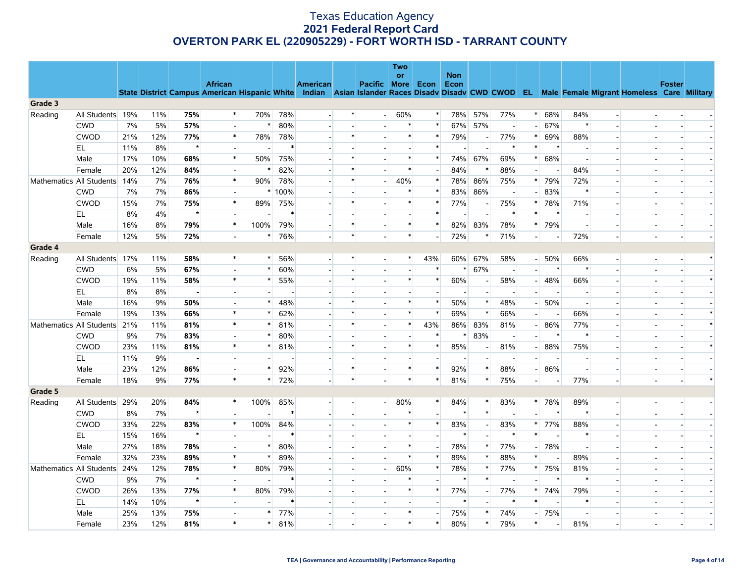# Texas Education Agency
## 2021 Federal Report Card
## OVERTON PARK EL (220905229) - FORT WORTH ISD - TARRANT COUNTY

| | | State | District | Campus | African American | Hispanic | White | American Indian | Asian | Pacific Islander | Two or More Races | Econ Disadv | Non Econ Disadv | CWD | CWOD | EL | Male | Female | Migrant | Homeless | Foster Care | Military |
|---|---|---|---|---|---|---|---|---|---|---|---|---|---|---|---|---|---|---|---|---|---|---|
| **Grade 3** | | | | | | | | | | | | | | | | | | | | | | |
| Reading | All Students | 19% | 11% | **75%** | * | 70% | 78% | - | * | - | 60% | * | 78% | 57% | 77% | * | 68% | 84% | - | - | - | - |
| | CWD | 7% | 5% | **57%** | - | * | 80% | - | - | - | * | * | 67% | 57% | - | - | 67% | * | - | - | - | - |
| | CWOD | 21% | 12% | **77%** | * | 78% | 78% | - | * | - | * | * | 79% | - | 77% | * | 69% | 88% | - | - | - | - |
| | EL | 11% | 8% | * | - | - | * | - | - | - | - | * | - | - | * | * | * | - | - | - | - | - |
| | Male | 17% | 10% | **68%** | * | 50% | 75% | - | * | - | * | * | 74% | 67% | 69% | * | 68% | - | - | - | - | - |
| | Female | 20% | 12% | **84%** | - | * | 82% | - | * | - | * | - | 84% | * | 88% | - | - | 84% | - | - | - | - |
| Mathematics | All Students | 14% | 7% | **76%** | * | 90% | 78% | - | * | - | 40% | * | 78% | 86% | 75% | * | 79% | 72% | - | - | - | - |
| | CWD | 7% | 7% | **86%** | - | * | 100% | - | - | - | * | * | 83% | 86% | - | - | 83% | * | - | - | - | - |
| | CWOD | 15% | 7% | **75%** | * | 89% | 75% | - | * | - | * | * | 77% | - | 75% | * | 78% | 71% | - | - | - | - |
| | EL | 8% | 4% | * | - | - | * | - | - | - | - | * | - | - | * | * | * | - | - | - | - | - |
| | Male | 16% | 8% | **79%** | * | 100% | 79% | - | * | - | * | * | 82% | 83% | 78% | * | 79% | - | - | - | - | - |
| | Female | 12% | 5% | **72%** | - | * | 76% | - | * | - | * | - | 72% | * | 71% | - | - | 72% | - | - | - | - |
| **Grade 4** | | | | | | | | | | | | | | | | | | | | | | |
| Reading | All Students | 17% | 11% | **58%** | * | * | 56% | - | * | - | * | 43% | 60% | 67% | 58% | - | 50% | 66% | - | - | - | * |
| | CWD | 6% | 5% | **67%** | - | * | 60% | - | - | - | - | * | * | 67% | - | - | * | * | - | - | - | - |
| | CWOD | 19% | 11% | **58%** | * | * | 55% | - | * | - | * | * | 60% | - | 58% | - | 48% | 66% | - | - | - | * |
| | EL | 8% | 8% | **-** | - | - | - | - | - | - | - | - | - | - | - | - | - | - | - | - | - | - |
| | Male | 16% | 9% | **50%** | - | * | 48% | - | * | - | * | * | 50% | * | 48% | - | 50% | - | - | - | - | - |
| | Female | 19% | 13% | **66%** | * | * | 62% | - | * | - | * | * | 69% | * | 66% | - | - | 66% | - | - | - | * |
| Mathematics | All Students | 21% | 11% | **81%** | * | * | 81% | - | * | - | * | 43% | 86% | 83% | 81% | - | 86% | 77% | - | - | - | * |
| | CWD | 9% | 7% | **83%** | - | * | 80% | - | - | - | - | * | * | 83% | - | - | * | * | - | - | - | - |
| | CWOD | 23% | 11% | **81%** | * | * | 81% | - | * | - | * | * | 85% | - | 81% | - | 88% | 75% | - | - | - | * |
| | EL | 11% | 9% | **-** | - | - | - | - | - | - | - | - | - | - | - | - | - | - | - | - | - | - |
| | Male | 23% | 12% | **86%** | - | * | 92% | - | * | - | * | * | 92% | * | 88% | - | 86% | - | - | - | - | - |
| | Female | 18% | 9% | **77%** | * | * | 72% | - | * | - | * | * | 81% | * | 75% | - | - | 77% | - | - | - | * |
| **Grade 5** | | | | | | | | | | | | | | | | | | | | | | |
| Reading | All Students | 29% | 20% | **84%** | * | 100% | 85% | - | - | - | 80% | * | 84% | * | 83% | * | 78% | 89% | - | - | - | - |
| | CWD | 8% | 7% | * | - | - | * | - | - | - | * | - | * | * | - | - | * | * | - | - | - | - |
| | CWOD | 33% | 22% | **83%** | * | 100% | 84% | - | - | - | * | * | 83% | - | 83% | * | 77% | 88% | - | - | - | - |
| | EL | 15% | 16% | * | - | - | * | - | - | - | - | - | * | - | * | * | - | * | - | - | - | - |
| | Male | 27% | 18% | **78%** | - | * | 80% | - | - | - | * | - | 78% | * | 77% | - | 78% | - | - | - | - | - |
| | Female | 32% | 23% | **89%** | * | * | 89% | - | - | - | * | * | 89% | * | 88% | * | - | 89% | - | - | - | - |
| Mathematics | All Students | 24% | 12% | **78%** | * | 80% | 79% | - | - | - | 60% | * | 78% | * | 77% | * | 75% | 81% | - | - | - | - |
| | CWD | 9% | 7% | * | - | - | * | - | - | - | * | - | * | * | - | - | * | * | - | - | - | - |
| | CWOD | 26% | 13% | **77%** | * | 80% | 79% | - | - | - | * | * | 77% | - | 77% | * | 74% | 79% | - | - | - | - |
| | EL | 14% | 10% | * | - | - | * | - | - | - | - | - | * | - | * | * | - | * | - | - | - | - |
| | Male | 25% | 13% | **75%** | - | * | 77% | - | - | - | * | - | 75% | * | 74% | - | 75% | - | - | - | - | - |
| | Female | 23% | 12% | **81%** | * | * | 81% | - | - | - | * | * | 80% | * | 79% | * | - | 81% | - | - | - | - |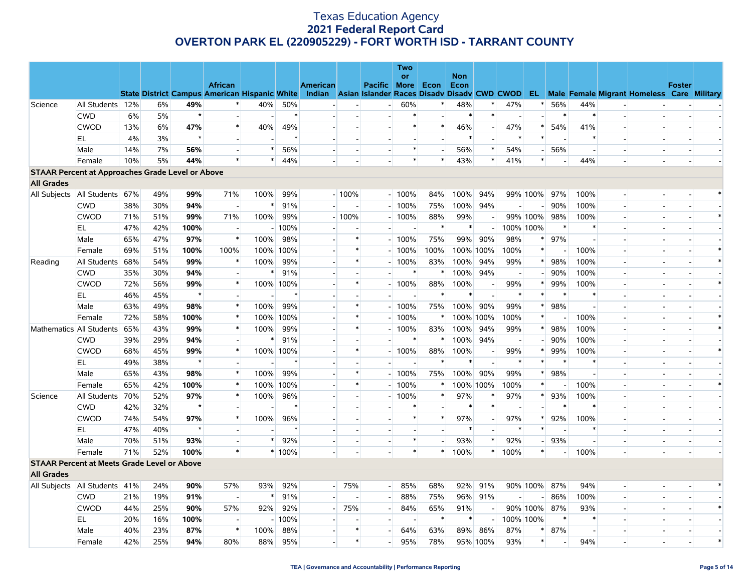# Texas Education Agency
## 2021 Federal Report Card
## OVERTON PARK EL (220905229) - FORT WORTH ISD - TARRANT COUNTY

| | | State | District | Campus | African American | Hispanic | White | American Indian | Asian | Pacific Islander | Two or More Races | Econ Disadv | Non Econ Disadv | CWD | CWOD | EL | Male | Female | Migrant | Homeless | Foster Care | Military |
|---|---|---|---|---|---|---|---|---|---|---|---|---|---|---|---|---|---|---|---|---|---|---|
| Science | All Students | 12% | 6% | **49%** | * | 40% | 50% | - | - | - | 60% | * | 48% | * | 47% | * | 56% | 44% | - | - | - | - |
| | CWD | 6% | 5% | * | - | - | * | - | - | - | * | - | * | * | - | - | * | * | - | - | - | - |
| | CWOD | 13% | 6% | **47%** | * | 40% | 49% | - | - | - | * | * | 46% | - | 47% | * | 54% | 41% | - | - | - | - |
| | EL | 4% | 3% | * | - | - | * | - | - | - | - | - | * | - | * | * | - | * | - | - | - | - |
| | Male | 14% | 7% | **56%** | - | * | 56% | - | - | - | * | - | 56% | * | 54% | - | 56% | - | - | - | - | - |
| | Female | 10% | 5% | **44%** | * | * | 44% | - | - | - | * | * | 43% | * | 41% | * | - | 44% | - | - | - | - |
| **STAAR Percent at Approaches Grade Level or Above** | | | | | | | | | | | | | | | | | | | | | | |
| **All Grades** | | | | | | | | | | | | | | | | | | | | | | |
| All Subjects | All Students | 67% | 49% | **99%** | 71% | 100% | 99% | - | 100% | - | 100% | 84% | 100% | 94% | 99% | 100% | 97% | 100% | - | - | - | * |
| | CWD | 38% | 30% | **94%** | - | * | 91% | - | - | - | 100% | 75% | 100% | 94% | - | - | 90% | 100% | - | - | - | - |
| | CWOD | 71% | 51% | **99%** | 71% | 100% | 99% | - | 100% | - | 100% | 88% | 99% | - | 99% | 100% | 98% | 100% | - | - | - | * |
| | EL | 47% | 42% | **100%** | - | - | 100% | - | - | - | - | * | * | - | 100% | 100% | * | * | - | - | - | - |
| | Male | 65% | 47% | **97%** | * | 100% | 98% | - | * | - | 100% | 75% | 99% | 90% | 98% | * | 97% | - | - | - | - | - |
| | Female | 69% | 51% | **100%** | 100% | 100% | 100% | - | * | - | 100% | 100% | 100% | 100% | 100% | * | - | 100% | - | - | - | * |
| Reading | All Students | 68% | 54% | **99%** | * | 100% | 99% | - | * | - | 100% | 83% | 100% | 94% | 99% | * | 98% | 100% | - | - | - | * |
| | CWD | 35% | 30% | **94%** | - | * | 91% | - | - | - | * | * | 100% | 94% | - | - | 90% | 100% | - | - | - | - |
| | CWOD | 72% | 56% | **99%** | * | 100% | 100% | - | * | - | 100% | 88% | 100% | - | 99% | * | 99% | 100% | - | - | - | * |
| | EL | 46% | 45% | * | - | - | * | - | - | - | - | * | * | - | * | * | * | * | - | - | - | - |
| | Male | 63% | 49% | **98%** | * | 100% | 99% | - | * | - | 100% | 75% | 100% | 90% | 99% | * | 98% | - | - | - | - | - |
| | Female | 72% | 58% | **100%** | * | 100% | 100% | - | * | - | 100% | * | 100% | 100% | 100% | * | - | 100% | - | - | - | * |
| Mathematics | All Students | 65% | 43% | **99%** | * | 100% | 99% | - | * | - | 100% | 83% | 100% | 94% | 99% | * | 98% | 100% | - | - | - | * |
| | CWD | 39% | 29% | **94%** | - | * | 91% | - | - | - | * | * | 100% | 94% | - | - | 90% | 100% | - | - | - | - |
| | CWOD | 68% | 45% | **99%** | * | 100% | 100% | - | * | - | 100% | 88% | 100% | - | 99% | * | 99% | 100% | - | - | - | * |
| | EL | 49% | 38% | * | - | - | * | - | - | - | - | * | * | - | * | * | * | * | - | - | - | - |
| | Male | 65% | 43% | **98%** | * | 100% | 99% | - | * | - | 100% | 75% | 100% | 90% | 99% | * | 98% | - | - | - | - | - |
| | Female | 65% | 42% | **100%** | * | 100% | 100% | - | * | - | 100% | * | 100% | 100% | 100% | * | - | 100% | - | - | - | * |
| Science | All Students | 70% | 52% | **97%** | * | 100% | 96% | - | - | - | 100% | * | 97% | * | 97% | * | 93% | 100% | - | - | - | - |
| | CWD | 42% | 32% | * | - | - | * | - | - | - | * | - | * | * | - | - | * | * | - | - | - | - |
| | CWOD | 74% | 54% | **97%** | * | 100% | 96% | - | - | - | * | * | 97% | - | 97% | * | 92% | 100% | - | - | - | - |
| | EL | 47% | 40% | * | - | - | * | - | - | - | - | - | * | - | * | * | - | * | - | - | - | - |
| | Male | 70% | 51% | **93%** | - | * | 92% | - | - | - | * | - | 93% | * | 92% | - | 93% | - | - | - | - | - |
| | Female | 71% | 52% | **100%** | * | * | 100% | - | - | - | * | * | 100% | * | 100% | * | - | 100% | - | - | - | - |
| **STAAR Percent at Meets Grade Level or Above** | | | | | | | | | | | | | | | | | | | | | | |
| **All Grades** | | | | | | | | | | | | | | | | | | | | | | |
| All Subjects | All Students | 41% | 24% | **90%** | 57% | 93% | 92% | - | 75% | - | 85% | 68% | 92% | 91% | 90% | 100% | 87% | 94% | - | - | - | * |
| | CWD | 21% | 19% | **91%** | - | * | 91% | - | - | - | 88% | 75% | 96% | 91% | - | - | 86% | 100% | - | - | - | - |
| | CWOD | 44% | 25% | **90%** | 57% | 92% | 92% | - | 75% | - | 84% | 65% | 91% | - | 90% | 100% | 87% | 93% | - | - | - | * |
| | EL | 20% | 16% | **100%** | - | - | 100% | - | - | - | - | * | * | - | 100% | 100% | * | * | - | - | - | - |
| | Male | 40% | 23% | **87%** | * | 100% | 88% | - | * | - | 64% | 63% | 89% | 86% | 87% | * | 87% | - | - | - | - | - |
| | Female | 42% | 25% | **94%** | 80% | 88% | 95% | - | * | - | 95% | 78% | 95% | 100% | 93% | * | - | 94% | - | - | - | * |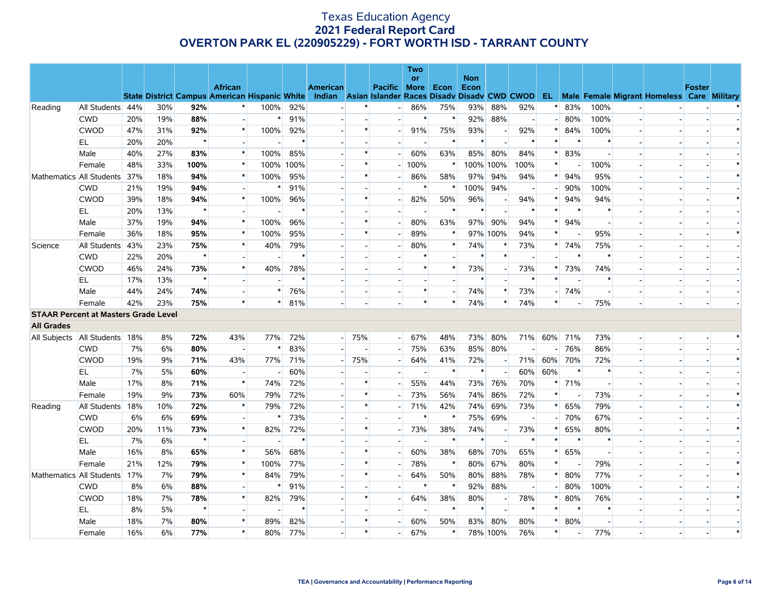# Texas Education Agency
## 2021 Federal Report Card
## OVERTON PARK EL (220905229) - FORT WORTH ISD - TARRANT COUNTY

| | | State | District | Campus | African American | Hispanic | White | American Indian | Asian | Pacific Islander | Two or More Races | Econ Disadv | Non Econ Disadv | CWD | CWOD | EL | Male | Female | Migrant | Homeless | Foster Care | Military |
|---|---|---|---|---|---|---|---|---|---|---|---|---|---|---|---|---|---|---|---|---|---|---|
| Reading | All Students | 44% | 30% | **92%** | * | 100% | 92% | - | * | - | 86% | 75% | 93% | 88% | 92% | * | 83% | 100% | - | - | - | * |
| | CWD | 20% | 19% | **88%** | - | * | 91% | - | - | - | * | * | 92% | 88% | - | - | 80% | 100% | - | - | - | - |
| | CWOD | 47% | 31% | **92%** | * | 100% | 92% | - | * | - | 91% | 75% | 93% | - | 92% | * | 84% | 100% | - | - | - | * |
| | EL | 20% | 20% | * | - | - | * | - | - | - | - | * | * | - | * | * | * | * | - | - | - | - |
| | Male | 40% | 27% | **83%** | * | 100% | 85% | - | * | - | 60% | 63% | 85% | 80% | 84% | * | 83% | - | - | - | - | - |
| | Female | 48% | 33% | **100%** | * | 100% | 100% | - | * | - | 100% | * | 100% | 100% | 100% | * | - | 100% | - | - | - | * |
| Mathematics | All Students | 37% | 18% | **94%** | * | 100% | 95% | - | * | - | 86% | 58% | 97% | 94% | 94% | * | 94% | 95% | - | - | - | * |
| | CWD | 21% | 19% | **94%** | - | * | 91% | - | - | - | * | * | 100% | 94% | - | - | 90% | 100% | - | - | - | - |
| | CWOD | 39% | 18% | **94%** | * | 100% | 96% | - | * | - | 82% | 50% | 96% | - | 94% | * | 94% | 94% | - | - | - | * |
| | EL | 20% | 13% | * | - | - | * | - | - | - | - | * | * | - | * | * | * | * | - | - | - | - |
| | Male | 37% | 19% | **94%** | * | 100% | 96% | - | * | - | 80% | 63% | 97% | 90% | 94% | * | 94% | - | - | - | - | - |
| | Female | 36% | 18% | **95%** | * | 100% | 95% | - | * | - | 89% | * | 97% | 100% | 94% | * | - | 95% | - | - | - | * |
| Science | All Students | 43% | 23% | **75%** | * | 40% | 79% | - | - | - | 80% | * | 74% | * | 73% | * | 74% | 75% | - | - | - | - |
| | CWD | 22% | 20% | * | - | - | * | - | - | - | * | - | * | * | - | - | * | * | - | - | - | - |
| | CWOD | 46% | 24% | **73%** | * | 40% | 78% | - | - | - | * | * | 73% | - | 73% | * | 73% | 74% | - | - | - | - |
| | EL | 17% | 13% | * | - | - | * | - | - | - | - | - | * | - | * | * | - | * | - | - | - | - |
| | Male | 44% | 24% | **74%** | - | * | 76% | - | - | - | * | - | 74% | * | 73% | - | 74% | - | - | - | - | - |
| | Female | 42% | 23% | **75%** | * | * | 81% | - | - | - | * | * | 74% | * | 74% | * | - | 75% | - | - | - | - |
| **STAAR Percent at Masters Grade Level** | | | | | | | | | | | | | | | | | | | | | | |
| **All Grades** | | | | | | | | | | | | | | | | | | | | | | |
| All Subjects | All Students | 18% | 8% | **72%** | 43% | 77% | 72% | - | 75% | - | 67% | 48% | 73% | 80% | 71% | 60% | 71% | 73% | - | - | - | * |
| | CWD | 7% | 6% | **80%** | - | * | 83% | - | - | - | 75% | 63% | 85% | 80% | - | - | 76% | 86% | - | - | - | - |
| | CWOD | 19% | 9% | **71%** | 43% | 77% | 71% | - | 75% | - | 64% | 41% | 72% | - | 71% | 60% | 70% | 72% | - | - | - | * |
| | EL | 7% | 5% | **60%** | - | - | 60% | - | - | - | - | * | * | - | 60% | 60% | * | * | - | - | - | - |
| | Male | 17% | 8% | **71%** | * | 74% | 72% | - | * | - | 55% | 44% | 73% | 76% | 70% | * | 71% | - | - | - | - | - |
| | Female | 19% | 9% | **73%** | 60% | 79% | 72% | - | * | - | 73% | 56% | 74% | 86% | 72% | * | - | 73% | - | - | - | * |
| Reading | All Students | 18% | 10% | **72%** | * | 79% | 72% | - | * | - | 71% | 42% | 74% | 69% | 73% | * | 65% | 79% | - | - | - | * |
| | CWD | 6% | 6% | **69%** | - | * | 73% | - | - | - | * | * | 75% | 69% | - | - | 70% | 67% | - | - | - | - |
| | CWOD | 20% | 11% | **73%** | * | 82% | 72% | - | * | - | 73% | 38% | 74% | - | 73% | * | 65% | 80% | - | - | - | * |
| | EL | 7% | 6% | * | - | - | * | - | - | - | - | * | * | - | * | * | * | * | - | - | - | - |
| | Male | 16% | 8% | **65%** | * | 56% | 68% | - | * | - | 60% | 38% | 68% | 70% | 65% | * | 65% | - | - | - | - | - |
| | Female | 21% | 12% | **79%** | * | 100% | 77% | - | * | - | 78% | * | 80% | 67% | 80% | * | - | 79% | - | - | - | * |
| Mathematics | All Students | 17% | 7% | **79%** | * | 84% | 79% | - | * | - | 64% | 50% | 80% | 88% | 78% | * | 80% | 77% | - | - | - | * |
| | CWD | 8% | 6% | **88%** | - | * | 91% | - | - | - | * | * | 92% | 88% | - | - | 80% | 100% | - | - | - | - |
| | CWOD | 18% | 7% | **78%** | * | 82% | 79% | - | * | - | 64% | 38% | 80% | - | 78% | * | 80% | 76% | - | - | - | * |
| | EL | 8% | 5% | * | - | - | * | - | - | - | - | * | * | - | * | * | * | * | - | - | - | - |
| | Male | 18% | 7% | **80%** | * | 89% | 82% | - | * | - | 60% | 50% | 83% | 80% | 80% | * | 80% | - | - | - | - | - |
| | Female | 16% | 6% | **77%** | * | 80% | 77% | - | * | - | 67% | * | 78% | 100% | 76% | * | - | 77% | - | - | - | * |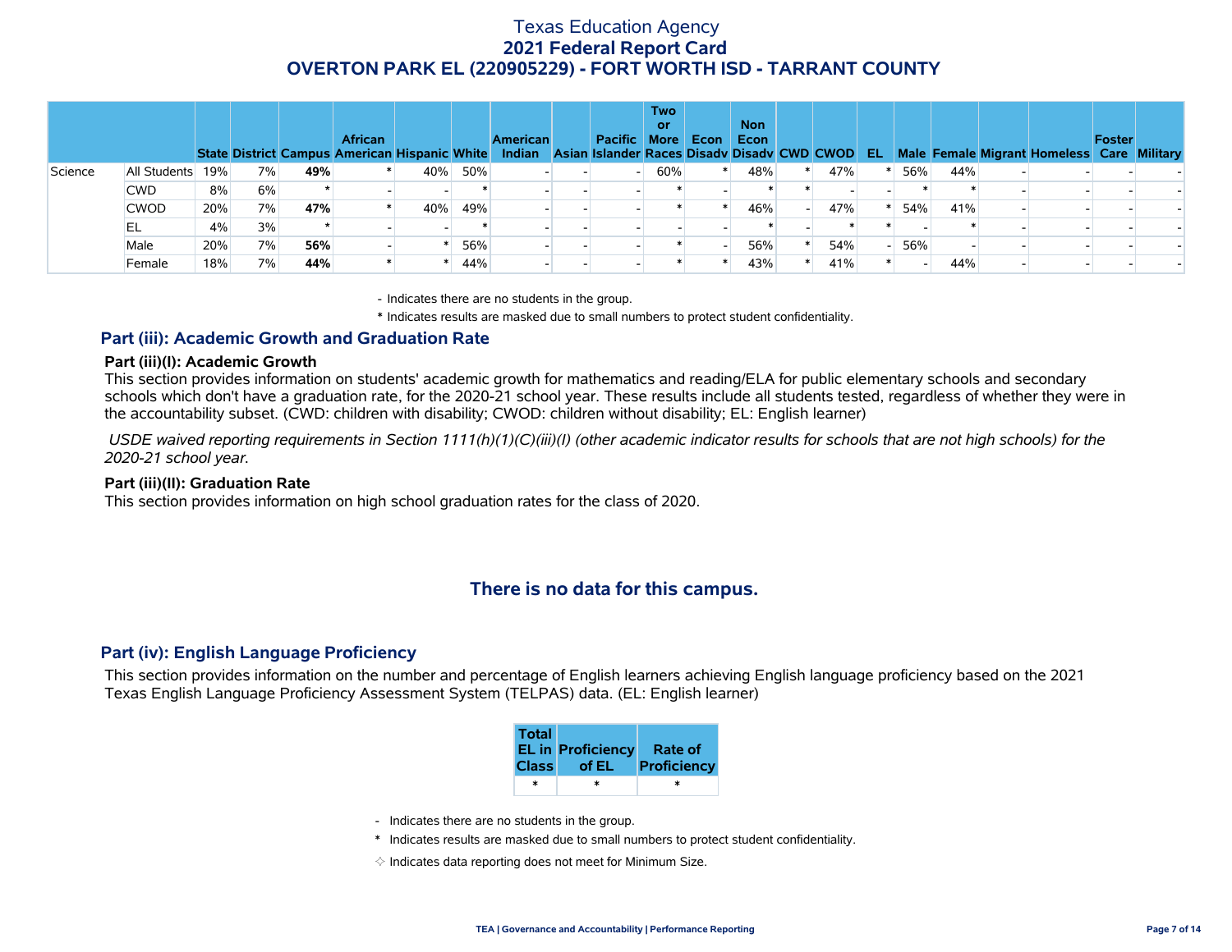# Texas Education Agency
## 2021 Federal Report Card
## OVERTON PARK EL (220905229) - FORT WORTH ISD - TARRANT COUNTY

| | | State | District | Campus | African American | Hispanic | White | American Indian | Asian | Pacific Islander | Two or More Races | Econ Disadv | Non Econ Disadv | CWD | CWOD | EL | Male | Female | Migrant | Homeless | Foster Care | Military |
|---|---|---|---|---|---|---|---|---|---|---|---|---|---|---|---|---|---|---|---|---|---|---|
| Science | All Students | 19% | 7% | **49%** | * | 40% | 50% | - | - | - | 60% | * | 48% | * | 47% | * | 56% | 44% | - | - | - | - |
| | CWD | 8% | 6% | * | - | - | * | - | - | - | * | - | * | * | - | - | * | * | - | - | - | - |
| | CWOD | 20% | 7% | **47%** | * | 40% | 49% | - | - | - | * | * | 46% | - | 47% | * | 54% | 41% | - | - | - | - |
| | EL | 4% | 3% | * | - | - | * | - | - | - | - | - | * | - | * | * | - | * | - | - | - | - |
| | Male | 20% | 7% | **56%** | - | * | 56% | - | - | - | * | - | 56% | * | 54% | - | 56% | - | - | - | - | - |
| | Female | 18% | 7% | **44%** | * | * | 44% | - | - | - | * | * | 43% | * | 41% | * | - | 44% | - | - | - | - |

- Indicates there are no students in the group.

\* Indicates results are masked due to small numbers to protect student confidentiality.

### Part (iii): Academic Growth and Graduation Rate

**Part (iii)(I): Academic Growth**

This section provides information on students' academic growth for mathematics and reading/ELA for public elementary schools and secondary schools which don't have a graduation rate, for the 2020-21 school year. These results include all students tested, regardless of whether they were in the accountability subset. (CWD: children with disability; CWOD: children without disability; EL: English learner)

*USDE waived reporting requirements in Section 1111(h)(1)(C)(iii)(I) (other academic indicator results for schools that are not high schools) for the 2020-21 school year.*

**Part (iii)(II): Graduation Rate**

This section provides information on high school graduation rates for the class of 2020.

**There is no data for this campus.**

### Part (iv): English Language Proficiency

This section provides information on the number and percentage of English learners achieving English language proficiency based on the 2021 Texas English Language Proficiency Assessment System (TELPAS) data. (EL: English learner)

| Total EL in Class | Proficiency of EL | Rate of Proficiency |
|---|---|---|
| * | * | * |

- Indicates there are no students in the group.

\* Indicates results are masked due to small numbers to protect student confidentiality.

✧ Indicates data reporting does not meet for Minimum Size.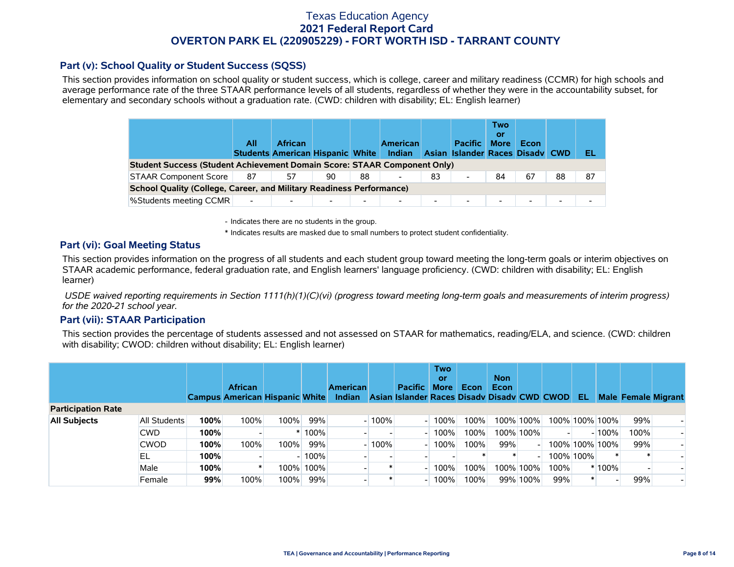## Part (v): School Quality or Student Success (SQSS)

This section provides information on school quality or student success, which is college, career and military readiness (CCMR) for high schools and average performance rate of the three STAAR performance levels of all students, regardless of whether they were in the accountability subset, for elementary and secondary schools without a graduation rate. (CWD: children with disability; EL: English learner)

| | All Students | African American | Hispanic | White | American Indian | Asian | Pacific Islander | Two or More Races | Econ Disadv | CWD | EL |
|---|---|---|---|---|---|---|---|---|---|---|---|
| **Student Success (Student Achievement Domain Score: STAAR Component Only)** | | | | | | | | | | | |
| STAAR Component Score | 87 | 57 | 90 | 88 | - | 83 | - | 84 | 67 | 88 | 87 |
| **School Quality (College, Career, and Military Readiness Performance)** | | | | | | | | | | | |
| %Students meeting CCMR | - | - | - | - | - | - | - | - | - | - | - |

- Indicates there are no students in the group.

\* Indicates results are masked due to small numbers to protect student confidentiality.

## Part (vi): Goal Meeting Status

This section provides information on the progress of all students and each student group toward meeting the long-term goals or interim objectives on STAAR academic performance, federal graduation rate, and English learners' language proficiency. (CWD: children with disability; EL: English learner)

*USDE waived reporting requirements in Section 1111(h)(1)(C)(vi) (progress toward meeting long-term goals and measurements of interim progress) for the 2020-21 school year.*

## Part (vii): STAAR Participation

This section provides the percentage of students assessed and not assessed on STAAR for mathematics, reading/ELA, and science. (CWD: children with disability; CWOD: children without disability; EL: English learner)

| | | Campus | African American | Hispanic | White | American Indian | Asian | Pacific Islander | Two or More Races | Econ Disadv | Non Econ Disadv | CWD | CWOD | EL | Male | Female | Migrant |
|---|---|---|---|---|---|---|---|---|---|---|---|---|---|---|---|---|---|
| **Participation Rate** | | | | | | | | | | | | | | | | | |
| **All Subjects** | All Students | **100%** | 100% | 100% | 99% | - | 100% | - | 100% | 100% | 100% | 100% | 100% | 100% | 100% | 99% | - |
| | CWD | **100%** | - | * | 100% | - | - | - | 100% | 100% | 100% | 100% | - | - | 100% | 100% | - |
| | CWOD | **100%** | 100% | 100% | 99% | - | 100% | - | 100% | 100% | 99% | - | 100% | 100% | 100% | 99% | - |
| | EL | **100%** | - | - | 100% | - | - | - | - | * | * | - | 100% | 100% | * | * | - |
| | Male | **100%** | * | 100% | 100% | - | * | - | 100% | 100% | 100% | 100% | 100% | * | 100% | - | - |
| | Female | **99%** | 100% | 100% | 99% | - | * | - | 100% | 100% | 99% | 100% | 99% | * | - | 99% | - |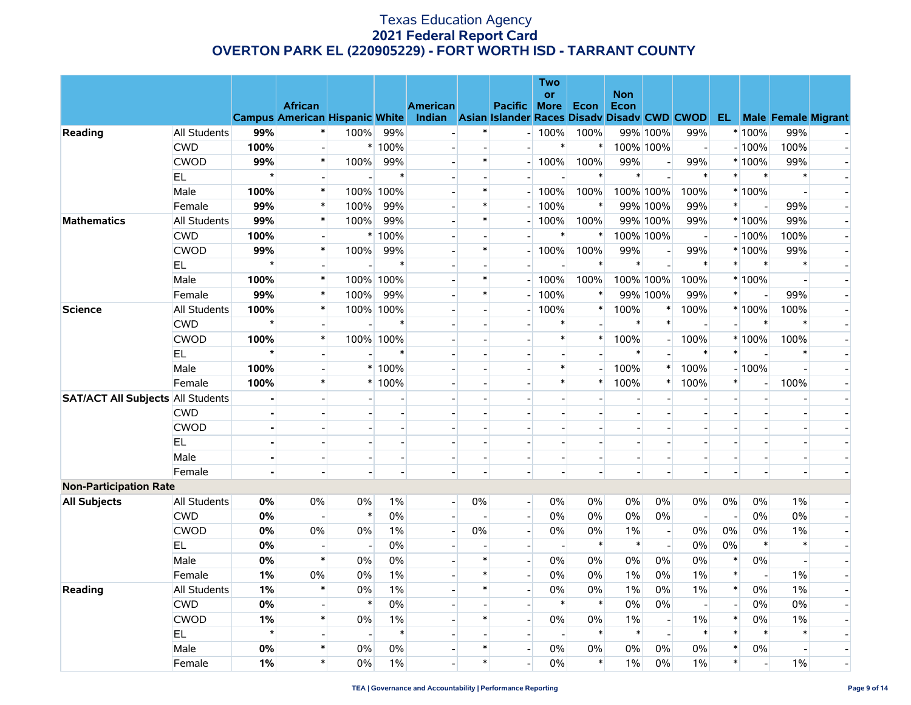# Texas Education Agency
## 2021 Federal Report Card
## OVERTON PARK EL (220905229) - FORT WORTH ISD - TARRANT COUNTY

| | | Campus | African American | Hispanic | White | American Indian | Asian | Pacific Islander | Two or More Races | Econ Disadv | Non Econ Disadv | CWD | CWOD | EL | Male | Female | Migrant |
|---|---|---|---|---|---|---|---|---|---|---|---|---|---|---|---|---|---|
| **Reading** | All Students | **99%** | * | 100% | 99% | - | * | - | 100% | 100% | 99% | 100% | 99% | * | 100% | 99% | - |
| | CWD | **100%** | - | * | 100% | - | - | - | * | * | 100% | 100% | - | - | 100% | 100% | - |
| | CWOD | **99%** | * | 100% | 99% | - | * | - | 100% | 100% | 99% | - | 99% | * | 100% | 99% | - |
| | EL | ***** | - | - | * | - | - | - | - | * | * | - | * | * | * | * | - |
| | Male | **100%** | * | 100% | 100% | - | * | - | 100% | 100% | 100% | 100% | 100% | * | 100% | - | - |
| | Female | **99%** | * | 100% | 99% | - | * | - | 100% | * | 99% | 100% | 99% | * | - | 99% | - |
| **Mathematics** | All Students | **99%** | * | 100% | 99% | - | * | - | 100% | 100% | 99% | 100% | 99% | * | 100% | 99% | - |
| | CWD | **100%** | - | * | 100% | - | - | - | * | * | 100% | 100% | - | - | 100% | 100% | - |
| | CWOD | **99%** | * | 100% | 99% | - | * | - | 100% | 100% | 99% | - | 99% | * | 100% | 99% | - |
| | EL | ***** | - | - | * | - | - | - | - | * | * | - | * | * | * | * | - |
| | Male | **100%** | * | 100% | 100% | - | * | - | 100% | 100% | 100% | 100% | 100% | * | 100% | - | - |
| | Female | **99%** | * | 100% | 99% | - | * | - | 100% | * | 99% | 100% | 99% | * | - | 99% | - |
| **Science** | All Students | **100%** | * | 100% | 100% | - | - | - | 100% | * | 100% | * | 100% | * | 100% | 100% | - |
| | CWD | ***** | - | - | * | - | - | - | * | - | * | * | - | - | * | * | - |
| | CWOD | **100%** | * | 100% | 100% | - | - | - | * | * | 100% | - | 100% | * | 100% | 100% | - |
| | EL | ***** | - | - | * | - | - | - | - | - | * | - | * | * | - | * | - |
| | Male | **100%** | - | * | 100% | - | - | - | * | - | 100% | * | 100% | - | 100% | - | - |
| | Female | **100%** | * | * | 100% | - | - | - | * | * | 100% | * | 100% | * | - | 100% | - |
| **SAT/ACT All Subjects** | All Students | **-** | - | - | - | - | - | - | - | - | - | - | - | - | - | - | - |
| | CWD | **-** | - | - | - | - | - | - | - | - | - | - | - | - | - | - | - |
| | CWOD | **-** | - | - | - | - | - | - | - | - | - | - | - | - | - | - | - |
| | EL | **-** | - | - | - | - | - | - | - | - | - | - | - | - | - | - | - |
| | Male | **-** | - | - | - | - | - | - | - | - | - | - | - | - | - | - | - |
| | Female | **-** | - | - | - | - | - | - | - | - | - | - | - | - | - | - | - |
| **Non-Participation Rate** | | | | | | | | | | | | | | | | | |
| **All Subjects** | All Students | **0%** | 0% | 0% | 1% | - | 0% | - | 0% | 0% | 0% | 0% | 0% | 0% | 0% | 1% | - |
| | CWD | **0%** | - | * | 0% | - | - | - | 0% | 0% | 0% | 0% | - | - | 0% | 0% | - |
| | CWOD | **0%** | 0% | 0% | 1% | - | 0% | - | 0% | 0% | 1% | - | 0% | 0% | 0% | 1% | - |
| | EL | **0%** | - | - | 0% | - | - | - | - | * | * | - | 0% | 0% | * | * | - |
| | Male | **0%** | * | 0% | 0% | - | * | - | 0% | 0% | 0% | 0% | 0% | * | 0% | - | - |
| | Female | **1%** | 0% | 0% | 1% | - | * | - | 0% | 0% | 1% | 0% | 1% | * | - | 1% | - |
| **Reading** | All Students | **1%** | * | 0% | 1% | - | * | - | 0% | 0% | 1% | 0% | 1% | * | 0% | 1% | - |
| | CWD | **0%** | - | * | 0% | - | - | - | * | * | 0% | 0% | - | - | 0% | 0% | - |
| | CWOD | **1%** | * | 0% | 1% | - | * | - | 0% | 0% | 1% | - | 1% | * | 0% | 1% | - |
| | EL | ***** | - | - | * | - | - | - | - | * | * | - | * | * | * | * | - |
| | Male | **0%** | * | 0% | 0% | - | * | - | 0% | 0% | 0% | 0% | 0% | * | 0% | - | - |
| | Female | **1%** | * | 0% | 1% | - | * | - | 0% | * | 1% | 0% | 1% | * | - | 1% | - |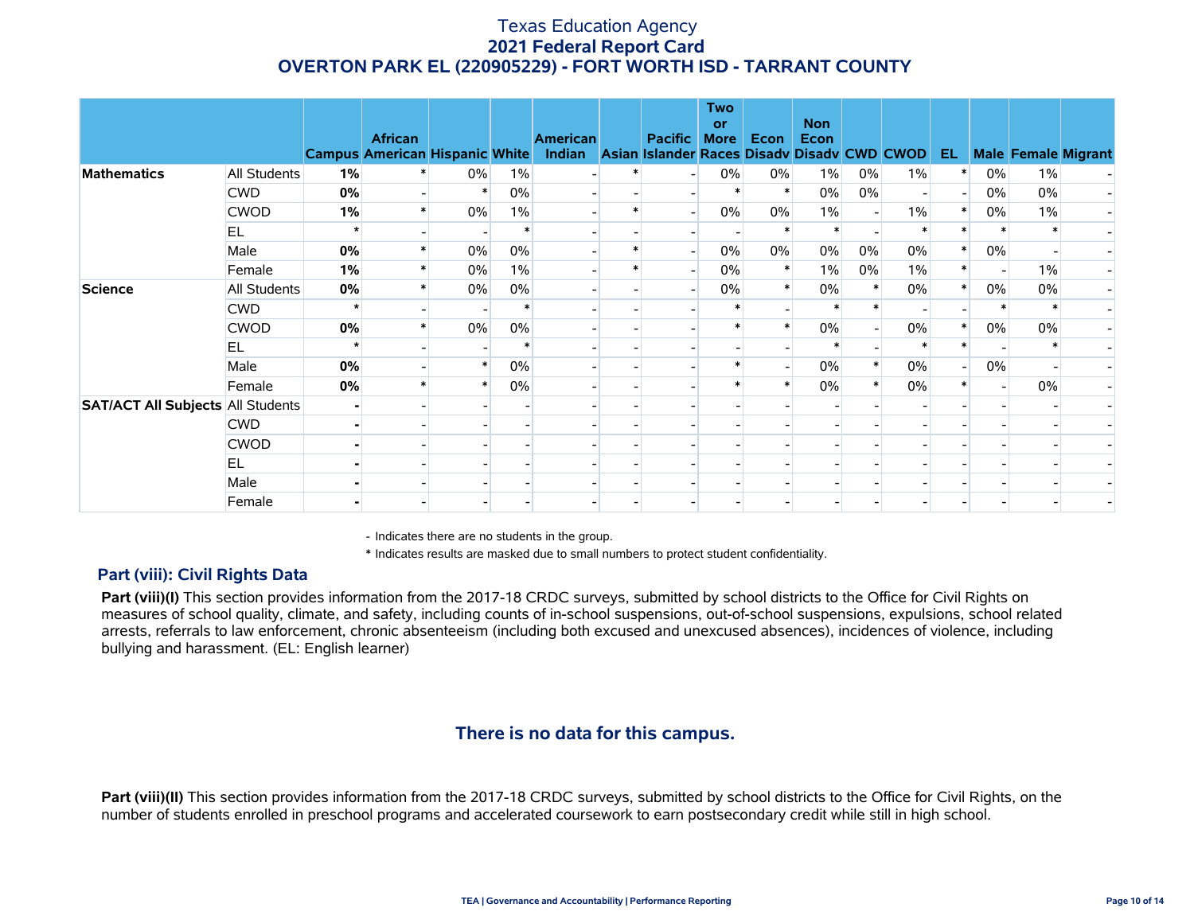# Texas Education Agency
## 2021 Federal Report Card
## OVERTON PARK EL (220905229) - FORT WORTH ISD - TARRANT COUNTY

| | | Campus | African American | Hispanic | White | American Indian | Asian | Pacific Islander | Two or More Races | Econ Disadv | Non Econ Disadv | CWD | CWOD | EL | Male | Female | Migrant |
|---|---|---|---|---|---|---|---|---|---|---|---|---|---|---|---|---|---|
| **Mathematics** | All Students | **1%** | * | 0% | 1% | - | * | - | 0% | 0% | 1% | 0% | 1% | * | 0% | 1% | - |
| | CWD | **0%** | - | * | 0% | - | - | - | * | * | 0% | 0% | - | - | 0% | 0% | - |
| | CWOD | **1%** | * | 0% | 1% | - | * | - | 0% | 0% | 1% | - | 1% | * | 0% | 1% | - |
| | EL | * | - | - | * | - | - | - | - | * | * | - | * | * | * | * | - |
| | Male | **0%** | * | 0% | 0% | - | * | - | 0% | 0% | 0% | 0% | 0% | * | 0% | - | - |
| | Female | **1%** | * | 0% | 1% | - | * | - | 0% | * | 1% | 0% | 1% | * | - | 1% | - |
| **Science** | All Students | **0%** | * | 0% | 0% | - | - | - | 0% | * | 0% | * | 0% | * | 0% | 0% | - |
| | CWD | * | - | - | * | - | - | - | * | - | * | * | - | - | * | * | - |
| | CWOD | **0%** | * | 0% | 0% | - | - | - | * | * | 0% | - | 0% | * | 0% | 0% | - |
| | EL | * | - | - | * | - | - | - | - | - | * | - | * | * | - | * | - |
| | Male | **0%** | - | * | 0% | - | - | - | * | - | 0% | * | 0% | - | 0% | - | - |
| | Female | **0%** | * | * | 0% | - | - | - | * | * | 0% | * | 0% | * | - | 0% | - |
| **SAT/ACT All Subjects** | All Students | **-** | - | - | - | - | - | - | - | - | - | - | - | - | - | - | - |
| | CWD | **-** | - | - | - | - | - | - | - | - | - | - | - | - | - | - | - |
| | CWOD | **-** | - | - | - | - | - | - | - | - | - | - | - | - | - | - | - |
| | EL | **-** | - | - | - | - | - | - | - | - | - | - | - | - | - | - | - |
| | Male | **-** | - | - | - | - | - | - | - | - | - | - | - | - | - | - | - |
| | Female | **-** | - | - | - | - | - | - | - | - | - | - | - | - | - | - | - |

\- Indicates there are no students in the group.

\* Indicates results are masked due to small numbers to protect student confidentiality.

### Part (viii): Civil Rights Data

**Part (viii)(I)** This section provides information from the 2017-18 CRDC surveys, submitted by school districts to the Office for Civil Rights on measures of school quality, climate, and safety, including counts of in-school suspensions, out-of-school suspensions, expulsions, school related arrests, referrals to law enforcement, chronic absenteeism (including both excused and unexcused absences), incidences of violence, including bullying and harassment. (EL: English learner)

### There is no data for this campus.

**Part (viii)(II)** This section provides information from the 2017-18 CRDC surveys, submitted by school districts to the Office for Civil Rights, on the number of students enrolled in preschool programs and accelerated coursework to earn postsecondary credit while still in high school.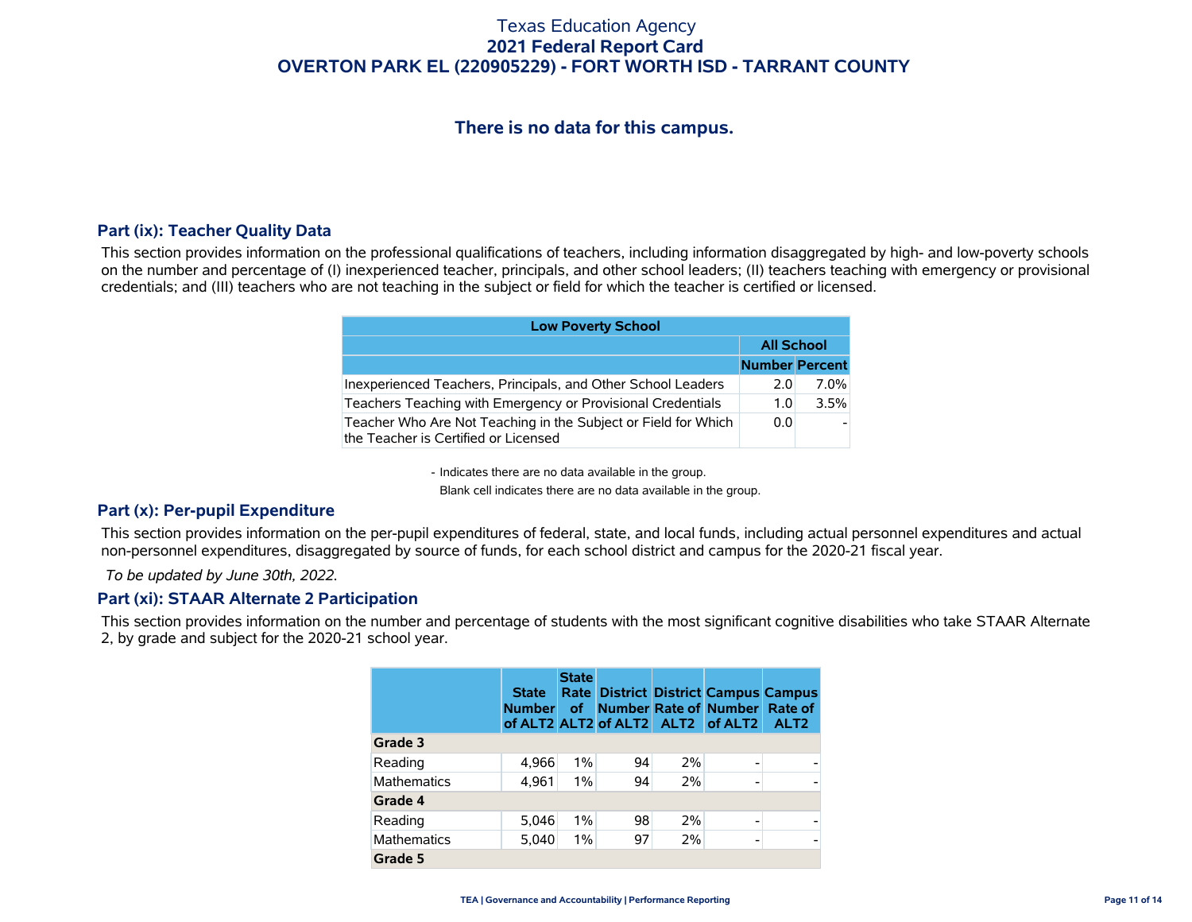There is no data for this campus.

## Part (ix): Teacher Quality Data

This section provides information on the professional qualifications of teachers, including information disaggregated by high- and low-poverty schools on the number and percentage of (I) inexperienced teacher, principals, and other school leaders; (II) teachers teaching with emergency or provisional credentials; and (III) teachers who are not teaching in the subject or field for which the teacher is certified or licensed.

| Low Poverty School | | |
|---|---|---|
| | All School | |
| | Number | Percent |
| Inexperienced Teachers, Principals, and Other School Leaders | 2.0 | 7.0% |
| Teachers Teaching with Emergency or Provisional Credentials | 1.0 | 3.5% |
| Teacher Who Are Not Teaching in the Subject or Field for Which the Teacher is Certified or Licensed | 0.0 | - |

- Indicates there are no data available in the group.

Blank cell indicates there are no data available in the group.

## Part (x): Per-pupil Expenditure

This section provides information on the per-pupil expenditures of federal, state, and local funds, including actual personnel expenditures and actual non-personnel expenditures, disaggregated by source of funds, for each school district and campus for the 2020-21 fiscal year.

*To be updated by June 30th, 2022.*

## Part (xi): STAAR Alternate 2 Participation

This section provides information on the number and percentage of students with the most significant cognitive disabilities who take STAAR Alternate 2, by grade and subject for the 2020-21 school year.

| | State Number of ALT2 | State Rate of ALT2 | District Number of ALT2 | District Rate of ALT2 | Campus Number of ALT2 | Campus Rate of ALT2 |
|---|---|---|---|---|---|---|
| **Grade 3** | | | | | | |
| Reading | 4,966 | 1% | 94 | 2% | - | - |
| Mathematics | 4,961 | 1% | 94 | 2% | - | - |
| **Grade 4** | | | | | | |
| Reading | 5,046 | 1% | 98 | 2% | - | - |
| Mathematics | 5,040 | 1% | 97 | 2% | - | - |
| **Grade 5** | | | | | | |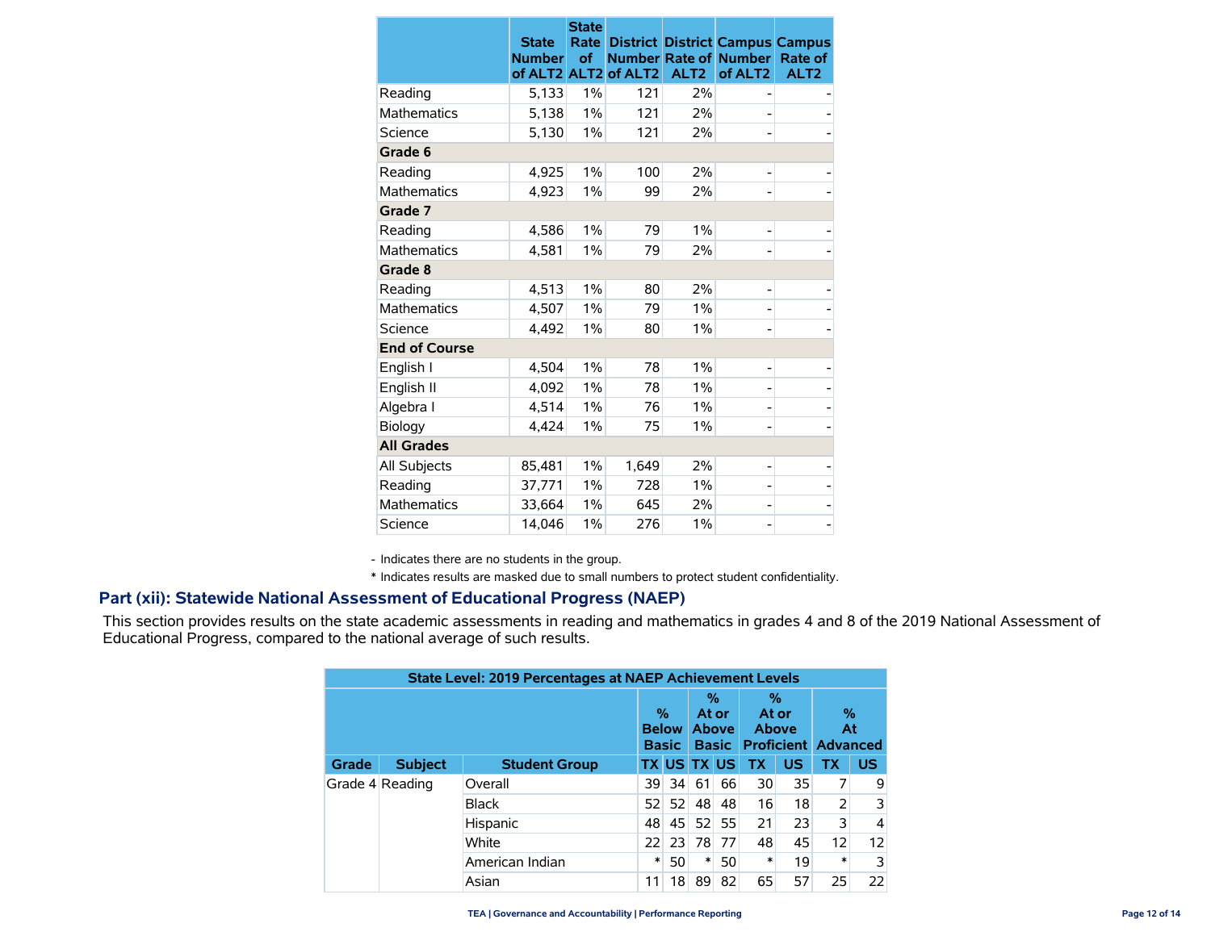| | State Number of ALT2 | State Rate of ALT2 | District Number of ALT2 | District Rate of ALT2 | Campus Number of ALT2 | Campus Rate of ALT2 |
|---|---|---|---|---|---|---|
| Reading | 5,133 | 1% | 121 | 2% | - | - |
| Mathematics | 5,138 | 1% | 121 | 2% | - | - |
| Science | 5,130 | 1% | 121 | 2% | - | - |
| **Grade 6** | | | | | | |
| Reading | 4,925 | 1% | 100 | 2% | - | - |
| Mathematics | 4,923 | 1% | 99 | 2% | - | - |
| **Grade 7** | | | | | | |
| Reading | 4,586 | 1% | 79 | 1% | - | - |
| Mathematics | 4,581 | 1% | 79 | 2% | - | - |
| **Grade 8** | | | | | | |
| Reading | 4,513 | 1% | 80 | 2% | - | - |
| Mathematics | 4,507 | 1% | 79 | 1% | - | - |
| Science | 4,492 | 1% | 80 | 1% | - | - |
| **End of Course** | | | | | | |
| English I | 4,504 | 1% | 78 | 1% | - | - |
| English II | 4,092 | 1% | 78 | 1% | - | - |
| Algebra I | 4,514 | 1% | 76 | 1% | - | - |
| Biology | 4,424 | 1% | 75 | 1% | - | - |
| **All Grades** | | | | | | |
| All Subjects | 85,481 | 1% | 1,649 | 2% | - | - |
| Reading | 37,771 | 1% | 728 | 1% | - | - |
| Mathematics | 33,664 | 1% | 645 | 2% | - | - |
| Science | 14,046 | 1% | 276 | 1% | - | - |

\- Indicates there are no students in the group.

* Indicates results are masked due to small numbers to protect student confidentiality.

## Part (xii): Statewide National Assessment of Educational Progress (NAEP)

This section provides results on the state academic assessments in reading and mathematics in grades 4 and 8 of the 2019 National Assessment of Educational Progress, compared to the national average of such results.

| State Level: 2019 Percentages at NAEP Achievement Levels | | | | | | | | | | |
|---|---|---|---|---|---|---|---|---|---|---|
| | | | % Below Basic | | % At or Above Basic | | % At or Above Proficient | | % At Advanced | |
| Grade | Subject | Student Group | TX | US | TX | US | TX | US | TX | US |
| Grade 4 | Reading | Overall | 39 | 34 | 61 | 66 | 30 | 35 | 7 | 9 |
| | | Black | 52 | 52 | 48 | 48 | 16 | 18 | 2 | 3 |
| | | Hispanic | 48 | 45 | 52 | 55 | 21 | 23 | 3 | 4 |
| | | White | 22 | 23 | 78 | 77 | 48 | 45 | 12 | 12 |
| | | American Indian | * | 50 | * | 50 | * | 19 | * | 3 |
| | | Asian | 11 | 18 | 89 | 82 | 65 | 57 | 25 | 22 |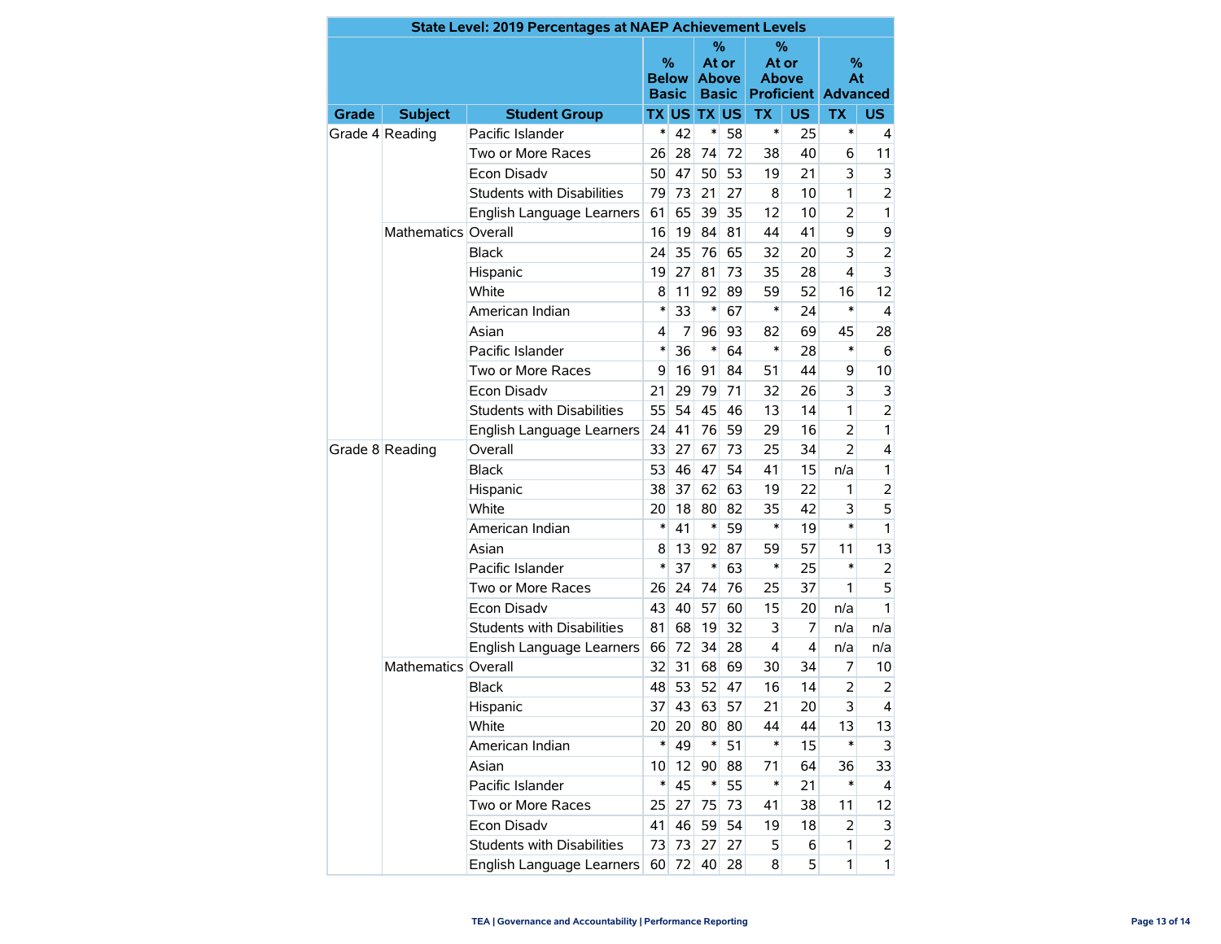| State Level: 2019 Percentages at NAEP Achievement Levels | | | | | | | | | | | |
|---|---|---|---|---|---|---|---|---|---|---|---|
| | | | % Below Basic | | % At or Above Basic | | % At or Above Proficient | | % At Advanced | |
| Grade | Subject | Student Group | TX | US | TX | US | TX | US | TX | US |
| Grade 4 | Reading | Pacific Islander | * | 42 | * | 58 | * | 25 | * | 4 |
| | | Two or More Races | 26 | 28 | 74 | 72 | 38 | 40 | 6 | 11 |
| | | Econ Disadv | 50 | 47 | 50 | 53 | 19 | 21 | 3 | 3 |
| | | Students with Disabilities | 79 | 73 | 21 | 27 | 8 | 10 | 1 | 2 |
| | | English Language Learners | 61 | 65 | 39 | 35 | 12 | 10 | 2 | 1 |
| | Mathematics | Overall | 16 | 19 | 84 | 81 | 44 | 41 | 9 | 9 |
| | | Black | 24 | 35 | 76 | 65 | 32 | 20 | 3 | 2 |
| | | Hispanic | 19 | 27 | 81 | 73 | 35 | 28 | 4 | 3 |
| | | White | 8 | 11 | 92 | 89 | 59 | 52 | 16 | 12 |
| | | American Indian | * | 33 | * | 67 | * | 24 | * | 4 |
| | | Asian | 4 | 7 | 96 | 93 | 82 | 69 | 45 | 28 |
| | | Pacific Islander | * | 36 | * | 64 | * | 28 | * | 6 |
| | | Two or More Races | 9 | 16 | 91 | 84 | 51 | 44 | 9 | 10 |
| | | Econ Disadv | 21 | 29 | 79 | 71 | 32 | 26 | 3 | 3 |
| | | Students with Disabilities | 55 | 54 | 45 | 46 | 13 | 14 | 1 | 2 |
| | | English Language Learners | 24 | 41 | 76 | 59 | 29 | 16 | 2 | 1 |
| Grade 8 | Reading | Overall | 33 | 27 | 67 | 73 | 25 | 34 | 2 | 4 |
| | | Black | 53 | 46 | 47 | 54 | 41 | 15 | n/a | 1 |
| | | Hispanic | 38 | 37 | 62 | 63 | 19 | 22 | 1 | 2 |
| | | White | 20 | 18 | 80 | 82 | 35 | 42 | 3 | 5 |
| | | American Indian | * | 41 | * | 59 | * | 19 | * | 1 |
| | | Asian | 8 | 13 | 92 | 87 | 59 | 57 | 11 | 13 |
| | | Pacific Islander | * | 37 | * | 63 | * | 25 | * | 2 |
| | | Two or More Races | 26 | 24 | 74 | 76 | 25 | 37 | 1 | 5 |
| | | Econ Disadv | 43 | 40 | 57 | 60 | 15 | 20 | n/a | 1 |
| | | Students with Disabilities | 81 | 68 | 19 | 32 | 3 | 7 | n/a | n/a |
| | | English Language Learners | 66 | 72 | 34 | 28 | 4 | 4 | n/a | n/a |
| | Mathematics | Overall | 32 | 31 | 68 | 69 | 30 | 34 | 7 | 10 |
| | | Black | 48 | 53 | 52 | 47 | 16 | 14 | 2 | 2 |
| | | Hispanic | 37 | 43 | 63 | 57 | 21 | 20 | 3 | 4 |
| | | White | 20 | 20 | 80 | 80 | 44 | 44 | 13 | 13 |
| | | American Indian | * | 49 | * | 51 | * | 15 | * | 3 |
| | | Asian | 10 | 12 | 90 | 88 | 71 | 64 | 36 | 33 |
| | | Pacific Islander | * | 45 | * | 55 | * | 21 | * | 4 |
| | | Two or More Races | 25 | 27 | 75 | 73 | 41 | 38 | 11 | 12 |
| | | Econ Disadv | 41 | 46 | 59 | 54 | 19 | 18 | 2 | 3 |
| | | Students with Disabilities | 73 | 73 | 27 | 27 | 5 | 6 | 1 | 2 |
| | | English Language Learners | 60 | 72 | 40 | 28 | 8 | 5 | 1 | 1 |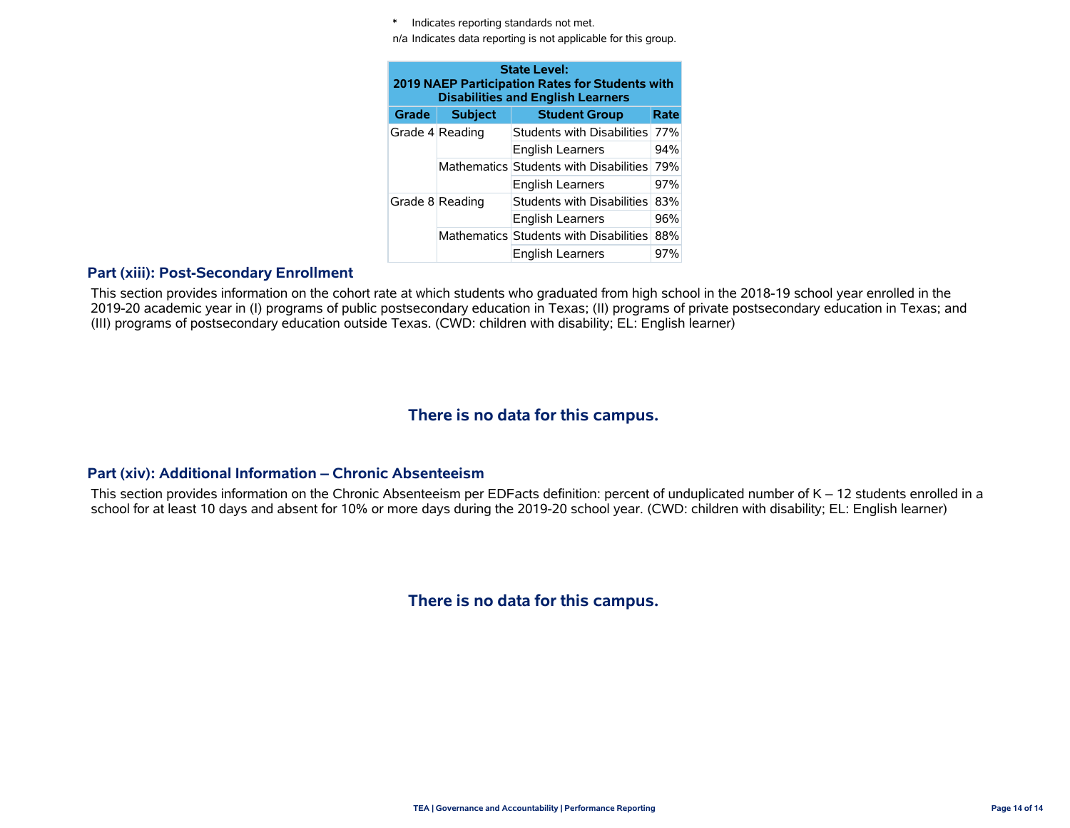\* Indicates reporting standards not met.

n/a Indicates data reporting is not applicable for this group.

| State Level: 2019 NAEP Participation Rates for Students with Disabilities and English Learners | | | |
|---|---|---|---|
| Grade | Subject | Student Group | Rate |
| Grade 4 | Reading | Students with Disabilities | 77% |
| | | English Learners | 94% |
| | Mathematics | Students with Disabilities | 79% |
| | | English Learners | 97% |
| Grade 8 | Reading | Students with Disabilities | 83% |
| | | English Learners | 96% |
| | Mathematics | Students with Disabilities | 88% |
| | | English Learners | 97% |

## Part (xiii): Post-Secondary Enrollment

This section provides information on the cohort rate at which students who graduated from high school in the 2018-19 school year enrolled in the 2019-20 academic year in (I) programs of public postsecondary education in Texas; (II) programs of private postsecondary education in Texas; and (III) programs of postsecondary education outside Texas. (CWD: children with disability; EL: English learner)

### There is no data for this campus.

## Part (xiv): Additional Information – Chronic Absenteeism

This section provides information on the Chronic Absenteeism per EDFacts definition: percent of unduplicated number of K – 12 students enrolled in a school for at least 10 days and absent for 10% or more days during the 2019-20 school year. (CWD: children with disability; EL: English learner)

### There is no data for this campus.